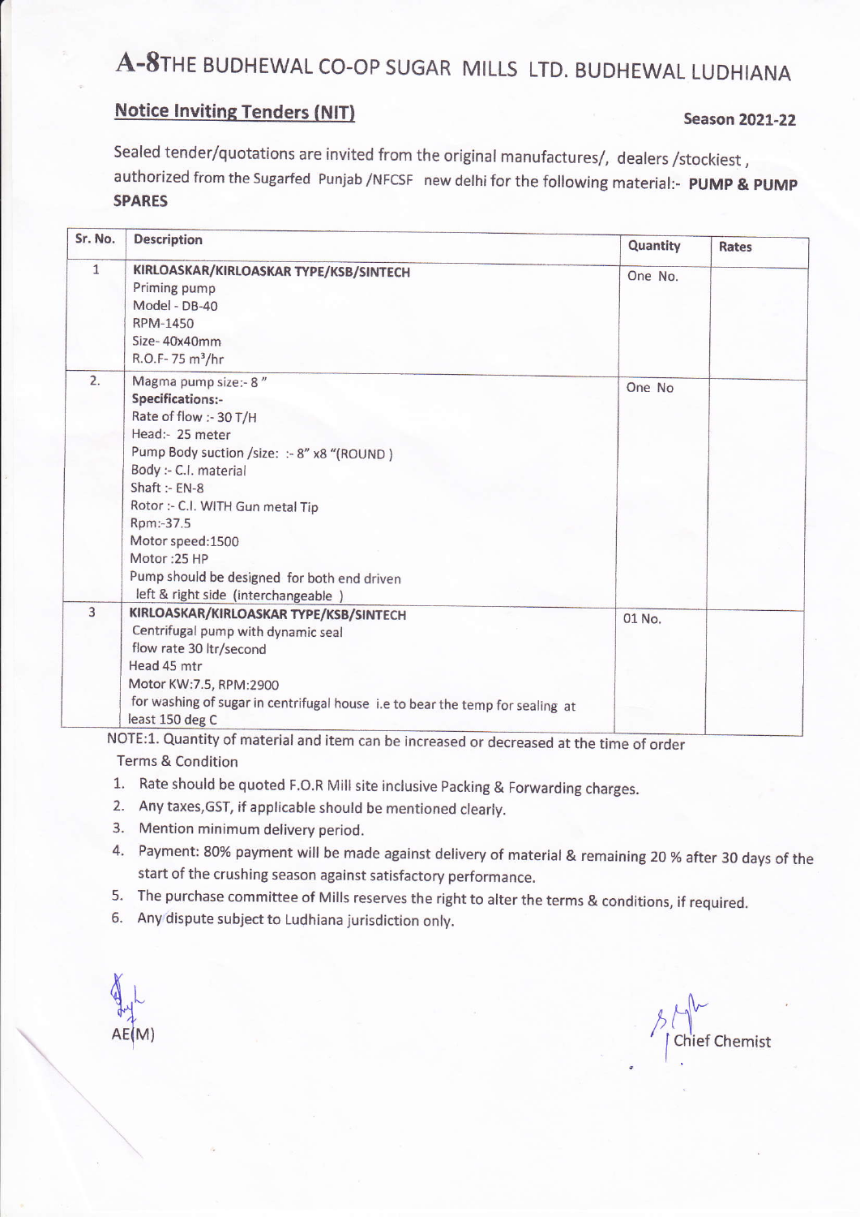# A-8THE BUDHEWAL CO-OP SUGAR MILLS LTD. BUDHEWAL LUDHIANA

**Notice Inviting Tenders (NIT)** **Season 2021-22**

Sealed tender/quotations are invited from the original manufactures/, dealers /stockiest, authorized from the Sugarfed Punjab /NFCSF new delhi for the following material:- **PUMP & PUMP SPARES**

| Sr. No. | Description | Quantity | Rates |
|---|---|---|---|
| 1 | **KIRLOASKAR/KIRLOASKAR TYPE/KSB/SINTECH**<br>Priming pump<br>Model - DB-40<br>RPM-1450<br>Size- 40x40mm<br>R.O.F- 75 $m^3$/hr | One No. | |
| 2. | Magma pump size:- 8"<br>**Specifications:-**<br>Rate of flow :- 30 T/H<br>Head:- 25 meter<br>Pump Body suction /size: :- 8" x8 "(ROUND )<br>Body :- C.I. material<br>Shaft :- EN-8<br>Rotor :- C.I. WITH Gun metal Tip<br>Rpm:-37.5<br>Motor speed:1500<br>Motor :25 HP<br>Pump should be designed for both end driven left & right side (interchangeable ) | One No | |
| 3 | **KIRLOASKAR/KIRLOASKAR TYPE/KSB/SINTECH**<br>Centrifugal pump with dynamic seal<br>flow rate 30 ltr/second<br>Head 45 mtr<br>Motor KW:7.5, RPM:2900<br>for washing of sugar in centrifugal house i.e to bear the temp for sealing at least 150 deg C | 01 No. | |

NOTE:1. Quantity of material and item can be increased or decreased at the time of order

Terms & Condition

1. Rate should be quoted F.O.R Mill site inclusive Packing & Forwarding charges.
2. Any taxes,GST, if applicable should be mentioned clearly.
3. Mention minimum delivery period.
4. Payment: 80% payment will be made against delivery of material & remaining 20 % after 30 days of the start of the crushing season against satisfactory performance.
5. The purchase committee of Mills reserves the right to alter the terms & conditions, if required.
6. Any dispute subject to Ludhiana jurisdiction only.

AE(M) Chief Chemist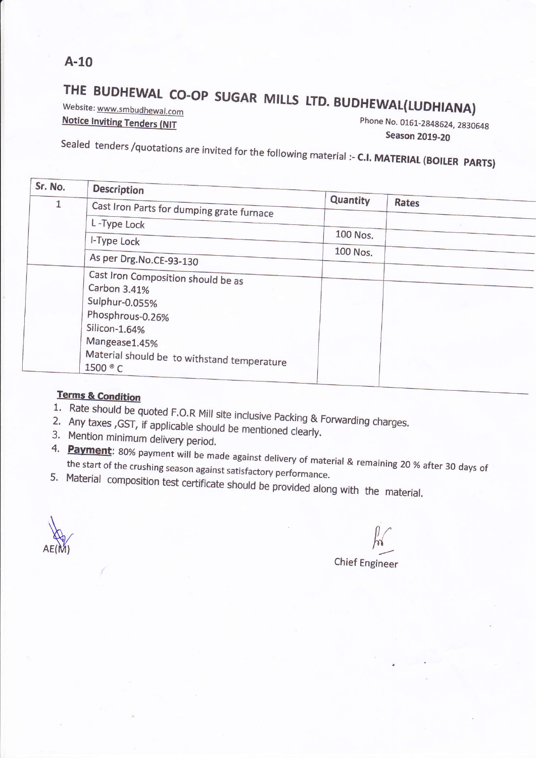A-10

# THE BUDHEWAL CO-OP SUGAR MILLS LTD. BUDHEWAL(LUDHIANA)

Website: www.smbudhewal.com

**Notice Inviting Tenders (NIT**

Phone No. 0161-2848624, 2830648

**Season 2019-20**

Sealed tenders /quotations are invited for the following material :- **C.I. MATERIAL (BOILER PARTS)**

| Sr. No. | Description | Quantity | Rates |
|---|---|---|---|
| 1 | Cast Iron Parts for dumping grate furnace | | |
| | L -Type Lock | 100 Nos. | |
| | I-Type Lock | 100 Nos. | |
| | As per Drg.No.CE-93-130 | | |
| | Cast Iron Composition should be as<br>Carbon 3.41%<br>Sulphur-0.055%<br>Phosphrous-0.26%<br>Silicon-1.64%<br>Mangease1.45%<br>Material should be to withstand temperature 1500 ° C | | |

**Terms & Condition**

1. Rate should be quoted F.O.R Mill site inclusive Packing & Forwarding charges.
2. Any taxes ,GST, if applicable should be mentioned clearly.
3. Mention minimum delivery period.
4. **Payment**: 80% payment will be made against delivery of material & remaining 20 % after 30 days of the start of the crushing season against satisfactory performance.
5. Material composition test certificate should be provided along with the material.

AE(M)

Chief Engineer